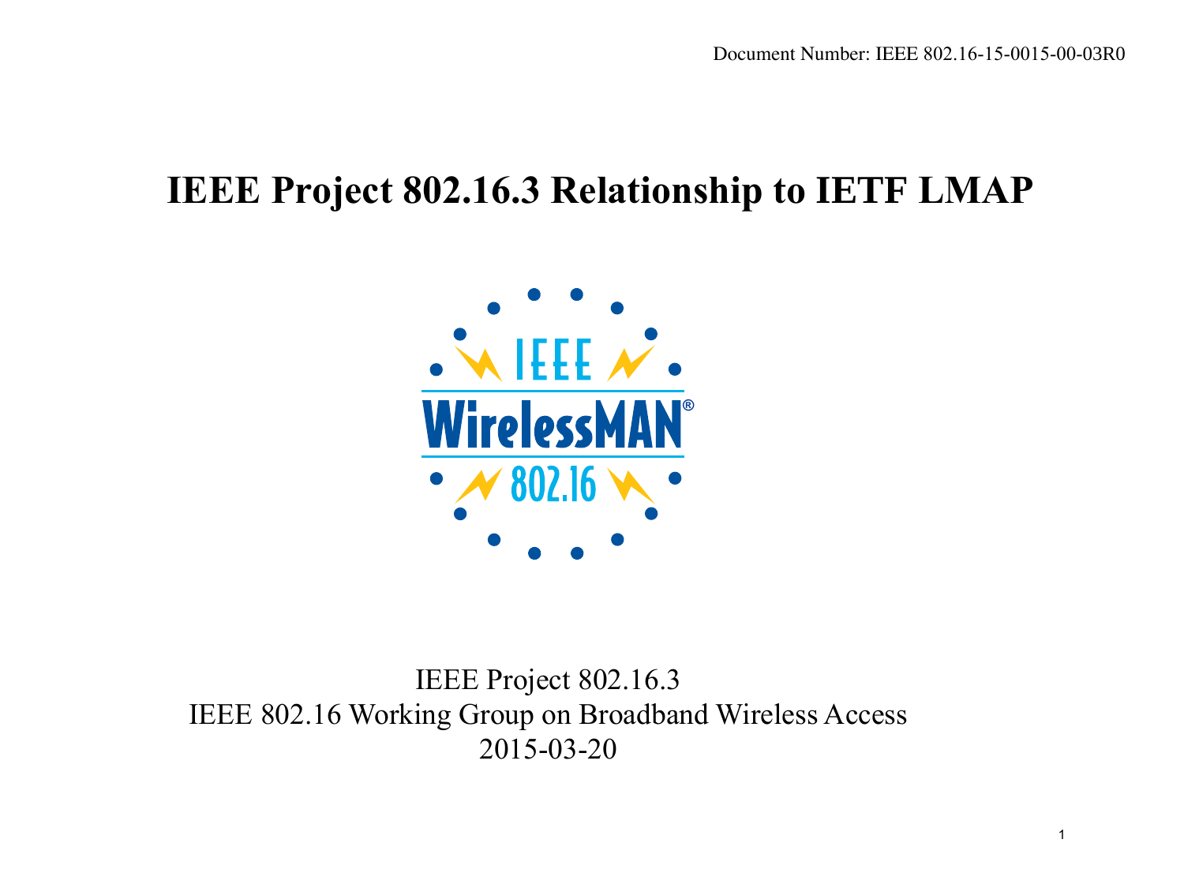Document Number: IEEE 802.16-15-0015-00-03R0

# IEEE Project 802.16.3 Relationship to IETF LMAP

IEEE Project 802.16.3
IEEE 802.16 Working Group on Broadband Wireless Access
2015-03-20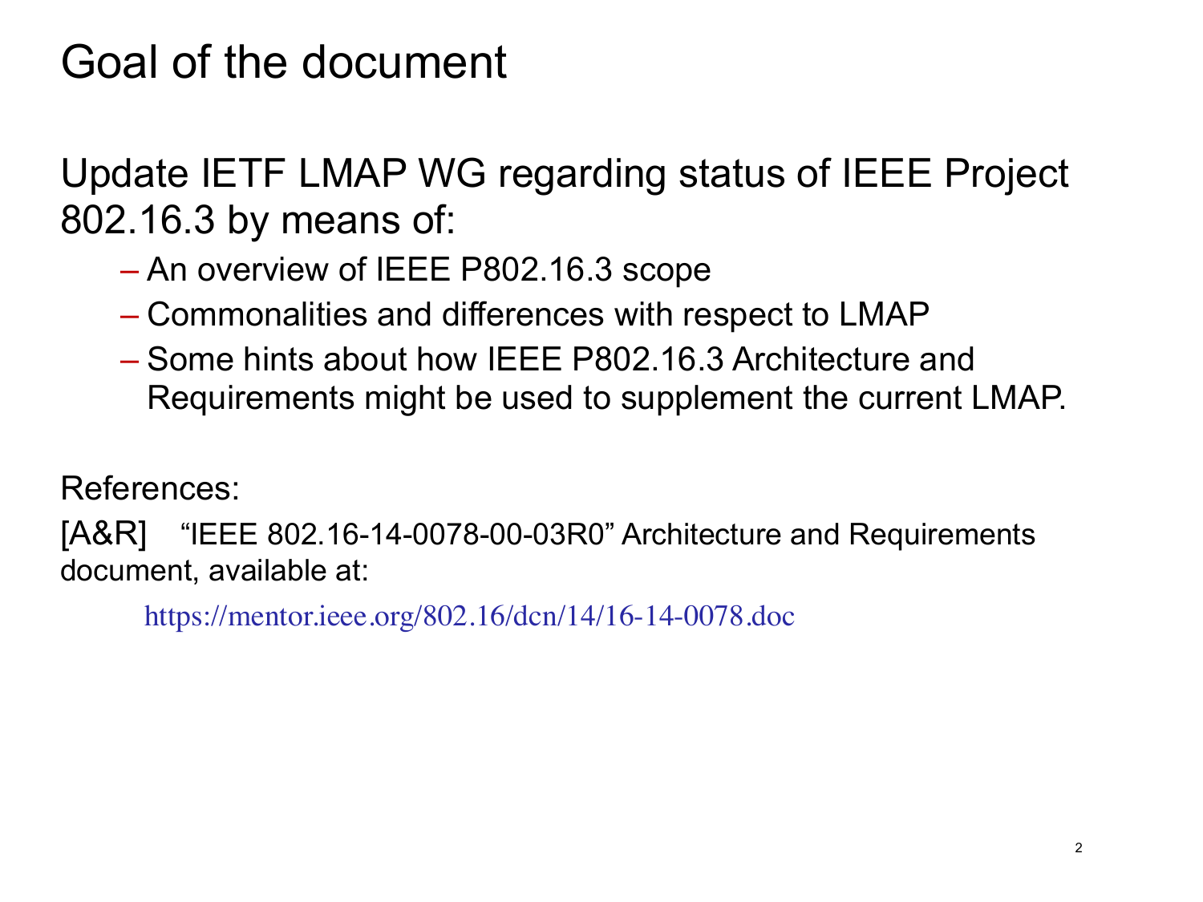# Goal of the document

Update IETF LMAP WG regarding status of IEEE Project 802.16.3 by means of:

- An overview of IEEE P802.16.3 scope
- Commonalities and differences with respect to LMAP
- Some hints about how IEEE P802.16.3 Architecture and Requirements might be used to supplement the current LMAP.

References:

[A&R] "IEEE 802.16-14-0078-00-03R0" Architecture and Requirements document, available at:

https://mentor.ieee.org/802.16/dcn/14/16-14-0078.doc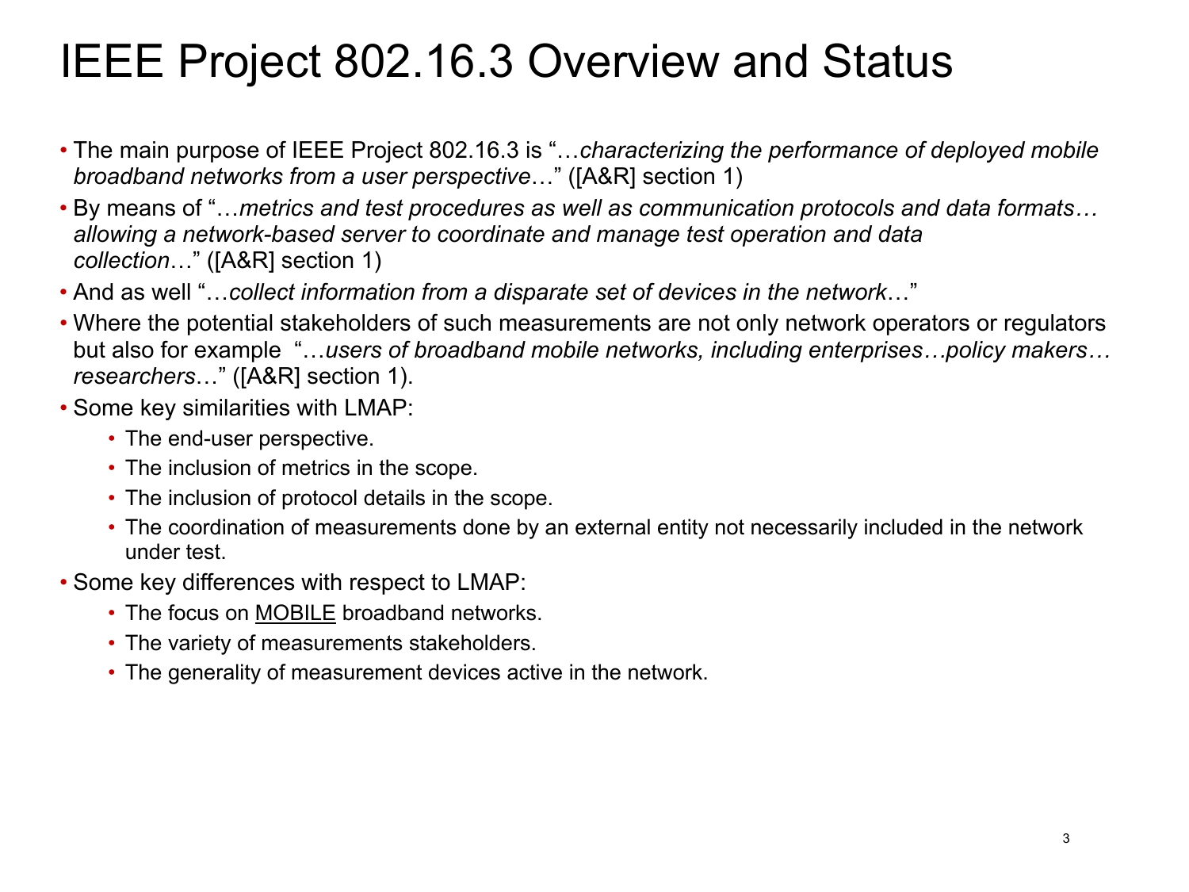# IEEE Project 802.16.3 Overview and Status

- The main purpose of IEEE Project 802.16.3 is "…*characterizing the performance of deployed mobile broadband networks from a user perspective*…" ([A&R] section 1)
- By means of "…*metrics and test procedures as well as communication protocols and data formats… allowing a network-based server to coordinate and manage test operation and data collection*…" ([A&R] section 1)
- And as well "…*collect information from a disparate set of devices in the network*…"
- Where the potential stakeholders of such measurements are not only network operators or regulators but also for example "…*users of broadband mobile networks, including enterprises…policy makers… researchers*…" ([A&R] section 1).
- Some key similarities with LMAP:
  - The end-user perspective.
  - The inclusion of metrics in the scope.
  - The inclusion of protocol details in the scope.
  - The coordination of measurements done by an external entity not necessarily included in the network under test.
- Some key differences with respect to LMAP:
  - The focus on <u>MOBILE</u> broadband networks.
  - The variety of measurements stakeholders.
  - The generality of measurement devices active in the network.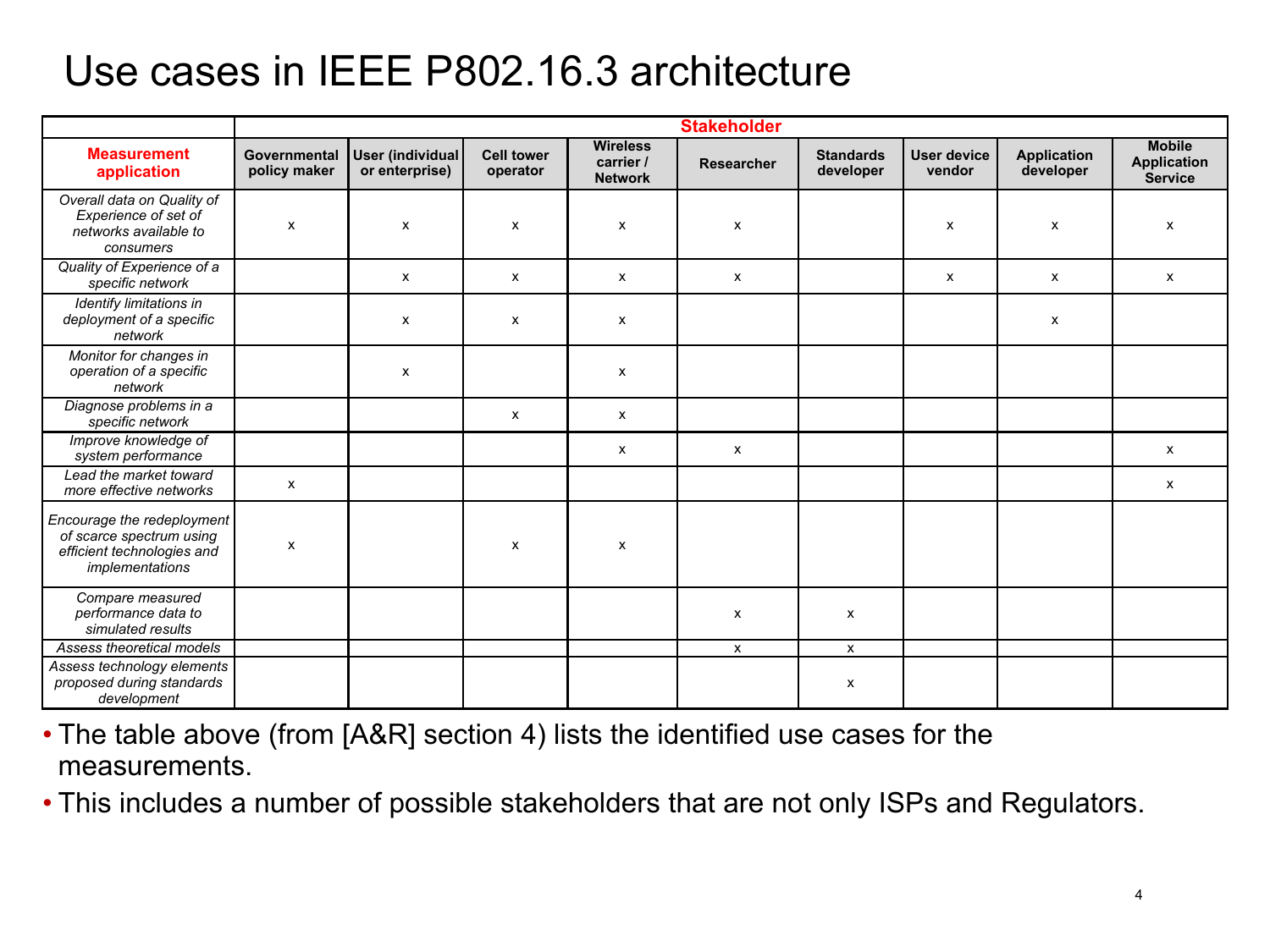# Use cases in IEEE P802.16.3 architecture

| | Stakeholder | | | | | | | | |
|---|---|---|---|---|---|---|---|---|---|
| **Measurement application** | **Governmental policy maker** | **User (individual or enterprise)** | **Cell tower operator** | **Wireless carrier / Network** | **Researcher** | **Standards developer** | **User device vendor** | **Application developer** | **Mobile Application Service** |
| *Overall data on Quality of Experience of set of networks available to consumers* | x | x | x | x | x | | x | x | x |
| *Quality of Experience of a specific network* | | x | x | x | x | | x | x | x |
| *Identify limitations in deployment of a specific network* | | x | x | x | | | | x | |
| *Monitor for changes in operation of a specific network* | | x | | x | | | | | |
| *Diagnose problems in a specific network* | | | x | x | | | | | |
| *Improve knowledge of system performance* | | | | x | x | | | | x |
| *Lead the market toward more effective networks* | x | | | | | | | | x |
| *Encourage the redeployment of scarce spectrum using efficient technologies and implementations* | x | | x | x | | | | | |
| *Compare measured performance data to simulated results* | | | | | x | x | | | |
| *Assess theoretical models* | | | | | x | x | | | |
| *Assess technology elements proposed during standards development* | | | | | | x | | | |

- The table above (from [A&R] section 4) lists the identified use cases for the measurements.
- This includes a number of possible stakeholders that are not only ISPs and Regulators.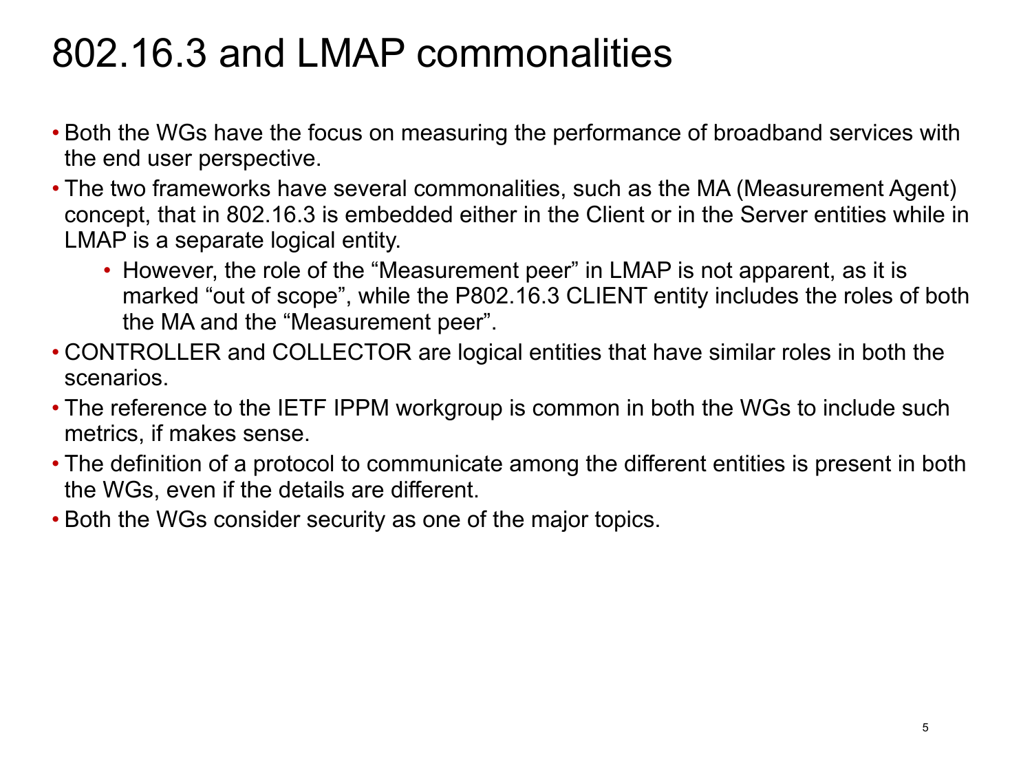# 802.16.3 and LMAP commonalities

- Both the WGs have the focus on measuring the performance of broadband services with the end user perspective.
- The two frameworks have several commonalities, such as the MA (Measurement Agent) concept, that in 802.16.3 is embedded either in the Client or in the Server entities while in LMAP is a separate logical entity.
  - However, the role of the “Measurement peer” in LMAP is not apparent, as it is marked “out of scope”, while the P802.16.3 CLIENT entity includes the roles of both the MA and the “Measurement peer”.
- CONTROLLER and COLLECTOR are logical entities that have similar roles in both the scenarios.
- The reference to the IETF IPPM workgroup is common in both the WGs to include such metrics, if makes sense.
- The definition of a protocol to communicate among the different entities is present in both the WGs, even if the details are different.
- Both the WGs consider security as one of the major topics.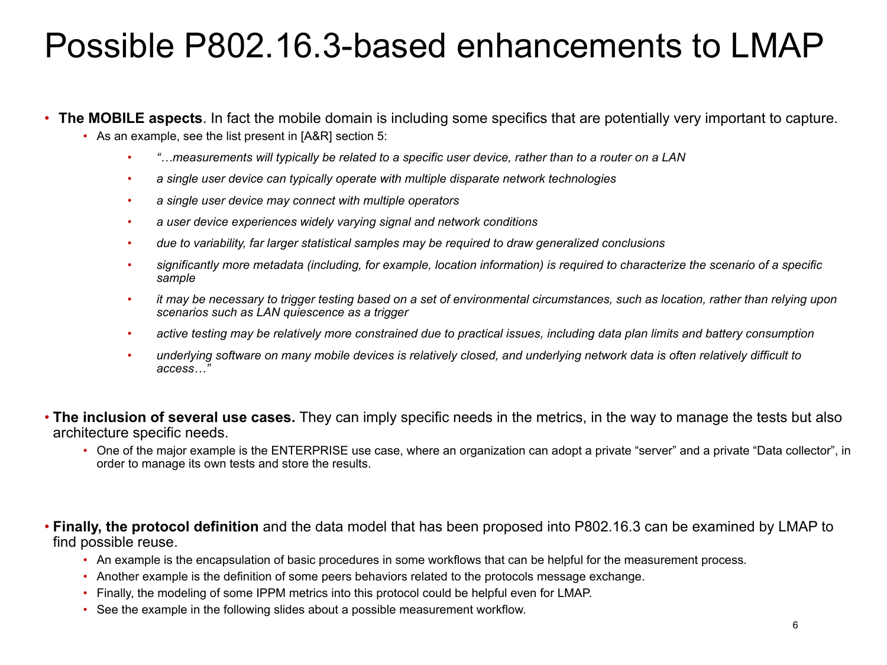# Possible P802.16.3-based enhancements to LMAP

- **The MOBILE aspects**. In fact the mobile domain is including some specifics that are potentially very important to capture.
  - As an example, see the list present in [A&R] section 5:
    - *"…measurements will typically be related to a specific user device, rather than to a router on a LAN*
    - *a single user device can typically operate with multiple disparate network technologies*
    - *a single user device may connect with multiple operators*
    - *a user device experiences widely varying signal and network conditions*
    - *due to variability, far larger statistical samples may be required to draw generalized conclusions*
    - *significantly more metadata (including, for example, location information) is required to characterize the scenario of a specific sample*
    - *it may be necessary to trigger testing based on a set of environmental circumstances, such as location, rather than relying upon scenarios such as LAN quiescence as a trigger*
    - *active testing may be relatively more constrained due to practical issues, including data plan limits and battery consumption*
    - *underlying software on many mobile devices is relatively closed, and underlying network data is often relatively difficult to access…"*

- **The inclusion of several use cases.** They can imply specific needs in the metrics, in the way to manage the tests but also architecture specific needs.
  - One of the major example is the ENTERPRISE use case, where an organization can adopt a private "server" and a private "Data collector", in order to manage its own tests and store the results.

- **Finally, the protocol definition** and the data model that has been proposed into P802.16.3 can be examined by LMAP to find possible reuse.
  - An example is the encapsulation of basic procedures in some workflows that can be helpful for the measurement process.
  - Another example is the definition of some peers behaviors related to the protocols message exchange.
  - Finally, the modeling of some IPPM metrics into this protocol could be helpful even for LMAP.
  - See the example in the following slides about a possible measurement workflow.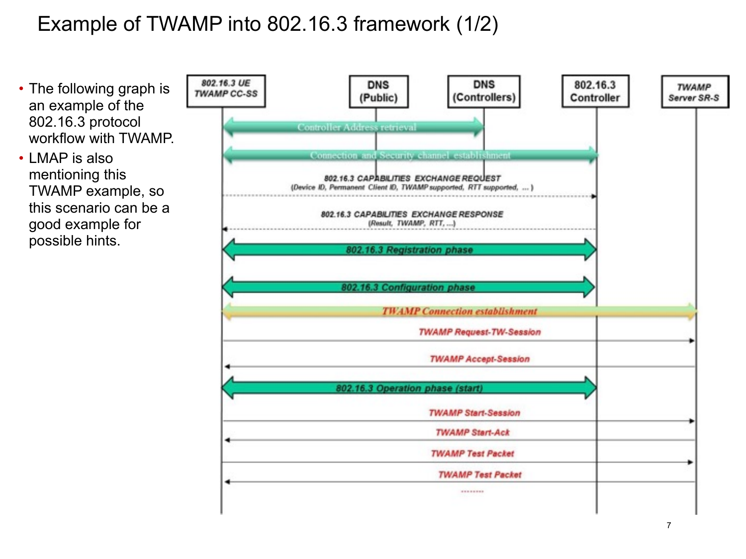# Example of TWAMP into 802.16.3 framework (1/2)

- The following graph is an example of the 802.16.3 protocol workflow with TWAMP.
- LMAP is also mentioning this TWAMP example, so this scenario can be a good example for possible hints.

| 802.16.3 UE TWAMP CC-SS | DNS (Public) | DNS (Controllers) | 802.16.3 Controller | TWAMP Server SR-S |
|---|---|---|---|---|

- Controller Address retrieval
- Connection and Security channel establishment
- 802.16.3 CAPABILITIES EXCHANGE REQUEST (Device ID, Permanent Client ID, TWAMP supported, RTT supported, ... )
- 802.16.3 CAPABILITIES EXCHANGE RESPONSE (Result, TWAMP, RTT, ...)
- 802.16.3 Registration phase
- 802.16.3 Configuration phase
- TWAMP Connection establishment
- TWAMP Request-TW-Session
- TWAMP Accept-Session
- 802.16.3 Operation phase (start)
- TWAMP Start-Session
- TWAMP Start-Ack
- TWAMP Test Packet
- TWAMP Test Packet
- ........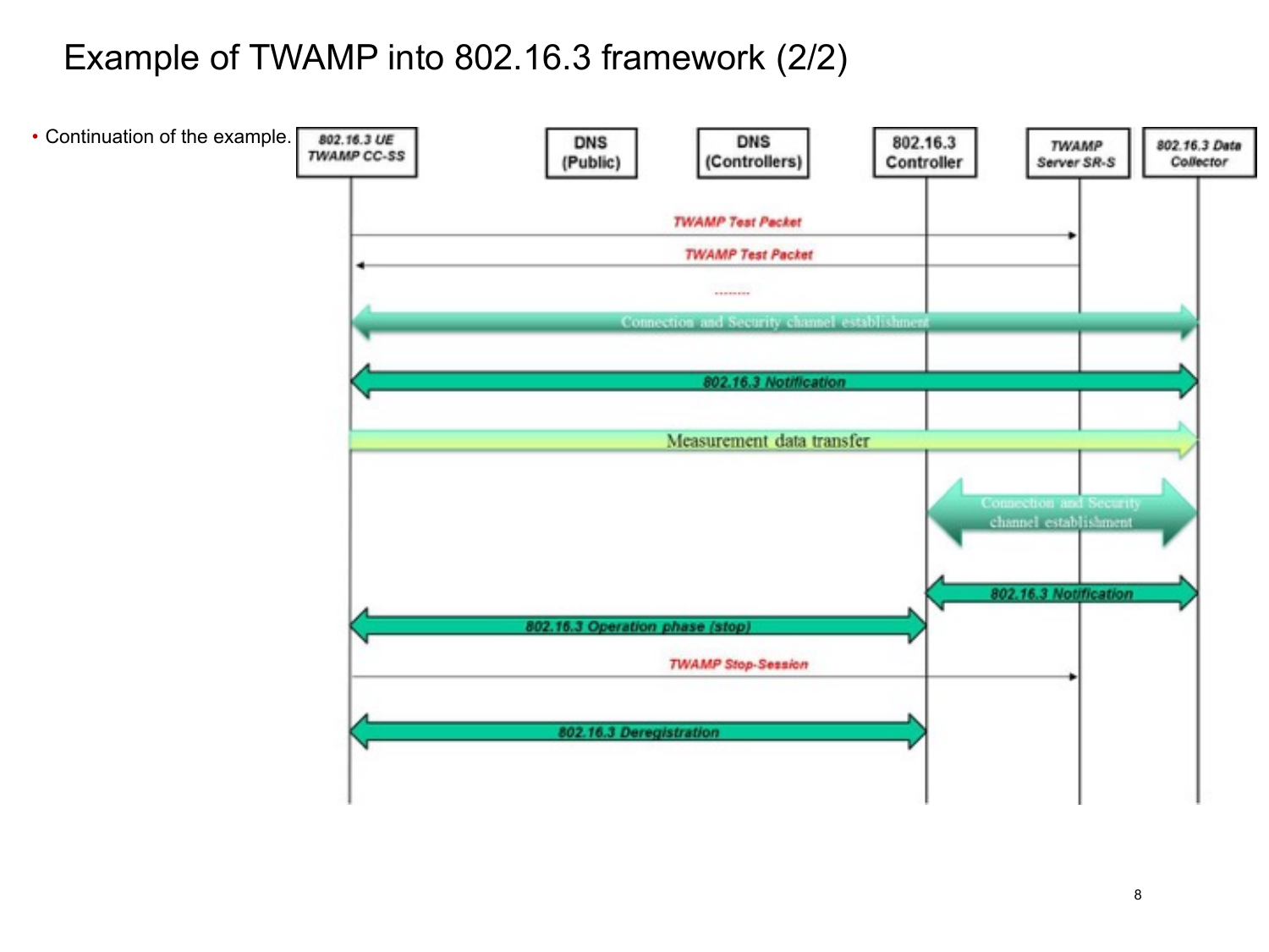# Example of TWAMP into 802.16.3 framework (2/2)

- Continuation of the example.

802.16.3 UE TWAMP CC-SS | DNS (Public) | DNS (Controllers) | 802.16.3 Controller | TWAMP Server SR-S | 802.16.3 Data Collector

TWAMP Test Packet

TWAMP Test Packet

--------

Connection and Security channel establishment

802.16.3 Notification

Measurement data transfer

Connection and Security channel establishment

802.16.3 Notification

802.16.3 Operation phase (stop)

TWAMP Stop-Session

802.16.3 Deregistration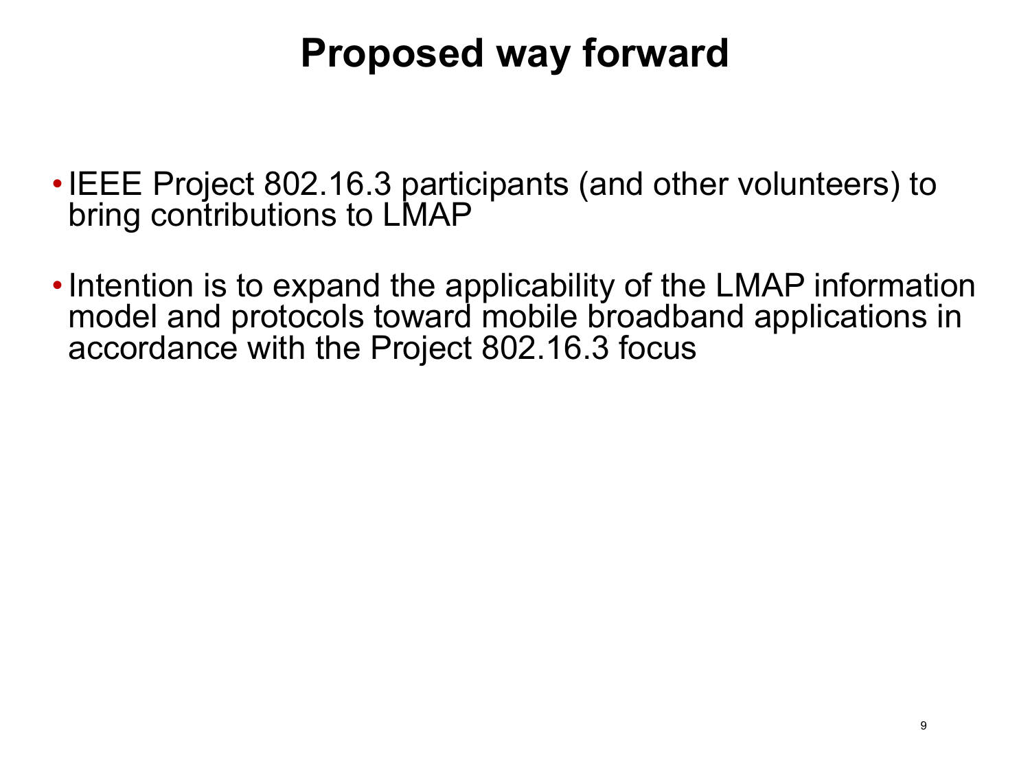# Proposed way forward

- IEEE Project 802.16.3 participants (and other volunteers) to bring contributions to LMAP
- Intention is to expand the applicability of the LMAP information model and protocols toward mobile broadband applications in accordance with the Project 802.16.3 focus